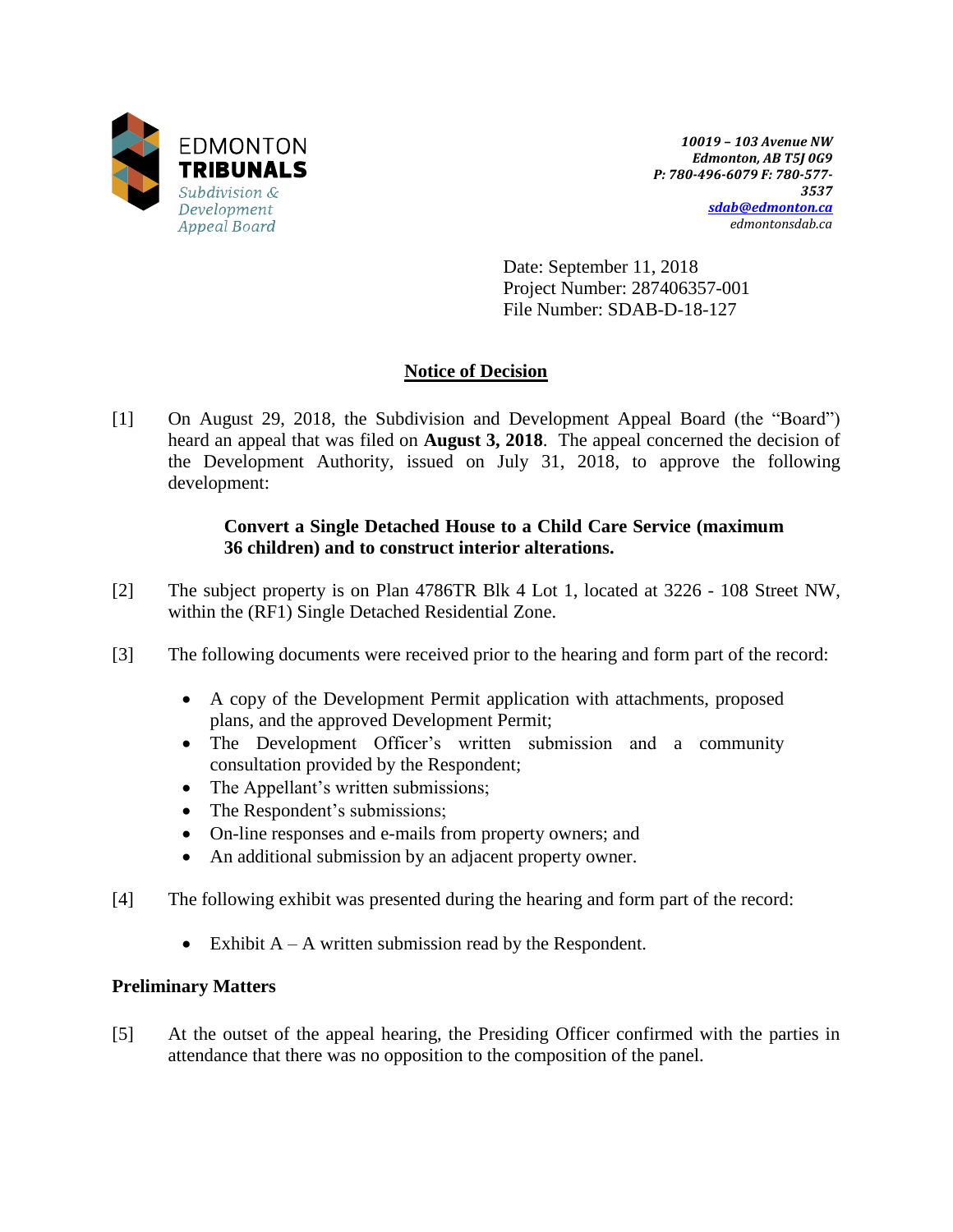EDMONTON **TRIBUNALS**
*Subdivision & Development Appeal Board*

***10019 – 103 Avenue NW***
***Edmonton, AB T5J 0G9***
***P: 780-496-6079 F: 780-577-3537***
***sdab@edmonton.ca***
*edmontonsdab.ca*

Date: September 11, 2018
Project Number: 287406357-001
File Number: SDAB-D-18-127

## Notice of Decision

[1] On August 29, 2018, the Subdivision and Development Appeal Board (the "Board") heard an appeal that was filed on **August 3, 2018**. The appeal concerned the decision of the Development Authority, issued on July 31, 2018, to approve the following development:

**Convert a Single Detached House to a Child Care Service (maximum 36 children) and to construct interior alterations.**

[2] The subject property is on Plan 4786TR Blk 4 Lot 1, located at 3226 - 108 Street NW, within the (RF1) Single Detached Residential Zone.

[3] The following documents were received prior to the hearing and form part of the record:

- A copy of the Development Permit application with attachments, proposed plans, and the approved Development Permit;
- The Development Officer's written submission and a community consultation provided by the Respondent;
- The Appellant's written submissions;
- The Respondent's submissions;
- On-line responses and e-mails from property owners; and
- An additional submission by an adjacent property owner.

[4] The following exhibit was presented during the hearing and form part of the record:

- Exhibit A – A written submission read by the Respondent.

### Preliminary Matters

[5] At the outset of the appeal hearing, the Presiding Officer confirmed with the parties in attendance that there was no opposition to the composition of the panel.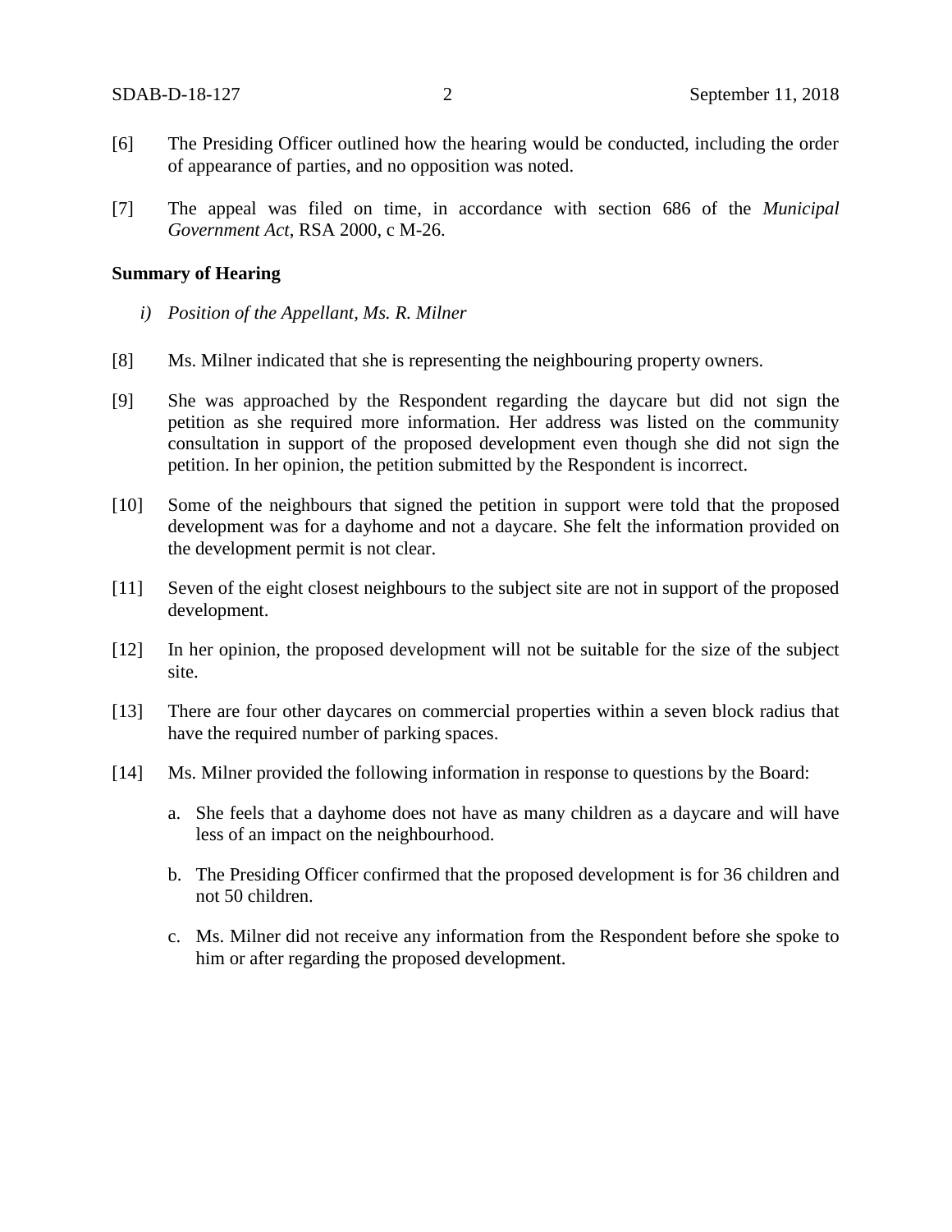[6] The Presiding Officer outlined how the hearing would be conducted, including the order of appearance of parties, and no opposition was noted.

[7] The appeal was filed on time, in accordance with section 686 of the *Municipal Government Act*, RSA 2000, c M-26.

**Summary of Hearing**

*i) Position of the Appellant, Ms. R. Milner*

[8] Ms. Milner indicated that she is representing the neighbouring property owners.

[9] She was approached by the Respondent regarding the daycare but did not sign the petition as she required more information. Her address was listed on the community consultation in support of the proposed development even though she did not sign the petition. In her opinion, the petition submitted by the Respondent is incorrect.

[10] Some of the neighbours that signed the petition in support were told that the proposed development was for a dayhome and not a daycare. She felt the information provided on the development permit is not clear.

[11] Seven of the eight closest neighbours to the subject site are not in support of the proposed development.

[12] In her opinion, the proposed development will not be suitable for the size of the subject site.

[13] There are four other daycares on commercial properties within a seven block radius that have the required number of parking spaces.

[14] Ms. Milner provided the following information in response to questions by the Board:

a. She feels that a dayhome does not have as many children as a daycare and will have less of an impact on the neighbourhood.

b. The Presiding Officer confirmed that the proposed development is for 36 children and not 50 children.

c. Ms. Milner did not receive any information from the Respondent before she spoke to him or after regarding the proposed development.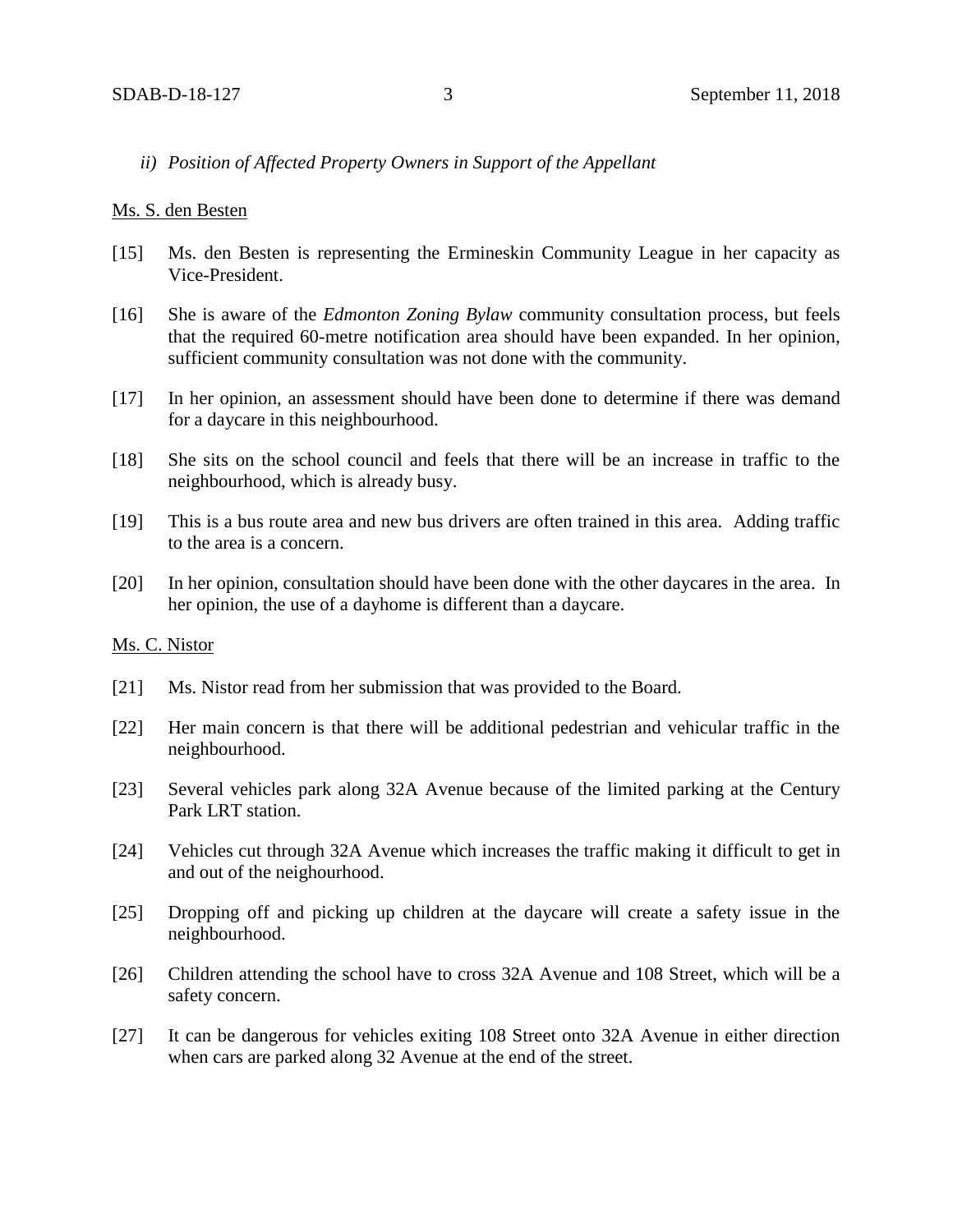*ii) Position of Affected Property Owners in Support of the Appellant*

<u>Ms. S. den Besten</u>

[15] Ms. den Besten is representing the Ermineskin Community League in her capacity as Vice-President.

[16] She is aware of the *Edmonton Zoning Bylaw* community consultation process, but feels that the required 60-metre notification area should have been expanded. In her opinion, sufficient community consultation was not done with the community.

[17] In her opinion, an assessment should have been done to determine if there was demand for a daycare in this neighbourhood.

[18] She sits on the school council and feels that there will be an increase in traffic to the neighbourhood, which is already busy.

[19] This is a bus route area and new bus drivers are often trained in this area. Adding traffic to the area is a concern.

[20] In her opinion, consultation should have been done with the other daycares in the area. In her opinion, the use of a dayhome is different than a daycare.

<u>Ms. C. Nistor</u>

[21] Ms. Nistor read from her submission that was provided to the Board.

[22] Her main concern is that there will be additional pedestrian and vehicular traffic in the neighbourhood.

[23] Several vehicles park along 32A Avenue because of the limited parking at the Century Park LRT station.

[24] Vehicles cut through 32A Avenue which increases the traffic making it difficult to get in and out of the neighourhood.

[25] Dropping off and picking up children at the daycare will create a safety issue in the neighbourhood.

[26] Children attending the school have to cross 32A Avenue and 108 Street, which will be a safety concern.

[27] It can be dangerous for vehicles exiting 108 Street onto 32A Avenue in either direction when cars are parked along 32 Avenue at the end of the street.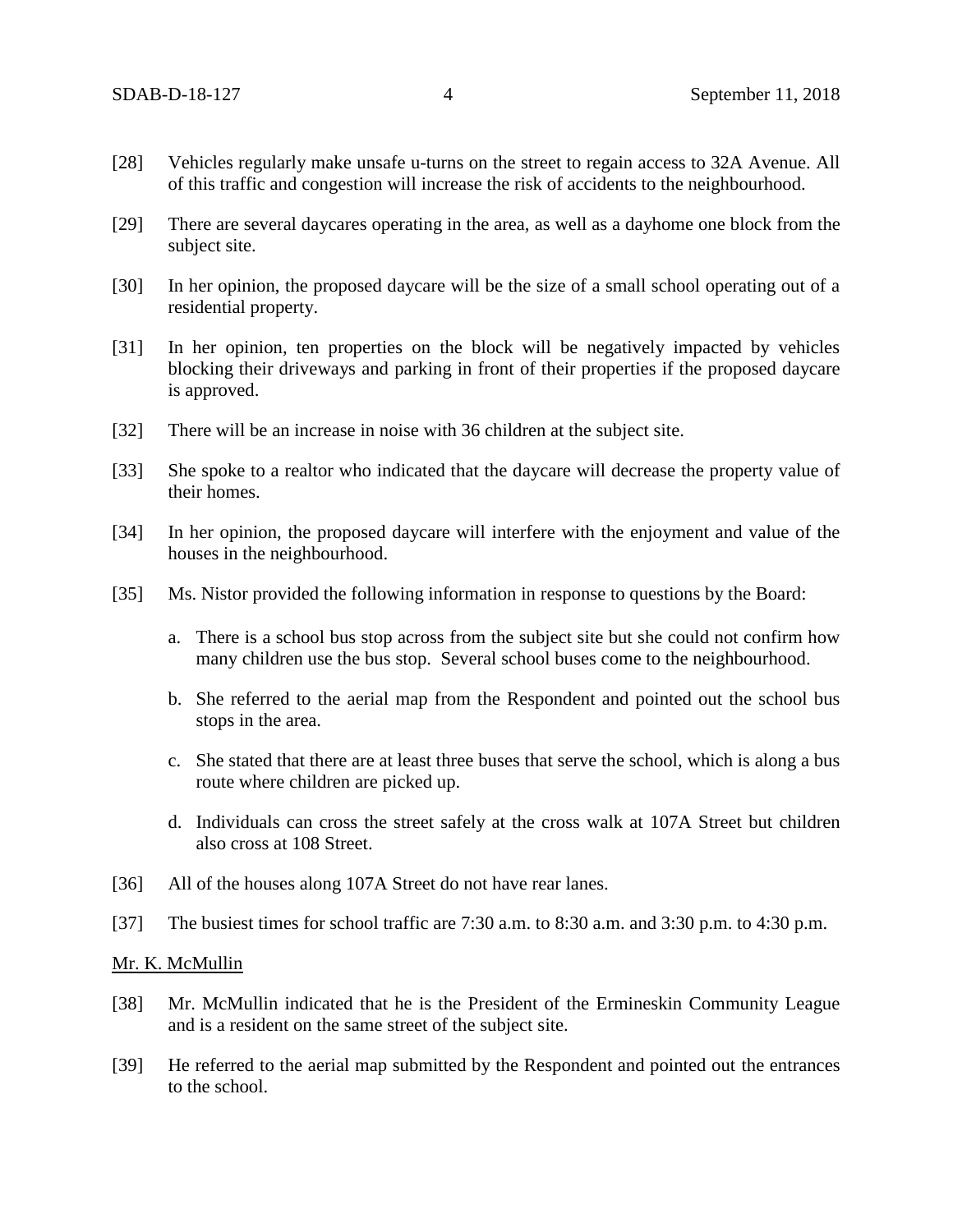[28] Vehicles regularly make unsafe u-turns on the street to regain access to 32A Avenue. All of this traffic and congestion will increase the risk of accidents to the neighbourhood.

[29] There are several daycares operating in the area, as well as a dayhome one block from the subject site.

[30] In her opinion, the proposed daycare will be the size of a small school operating out of a residential property.

[31] In her opinion, ten properties on the block will be negatively impacted by vehicles blocking their driveways and parking in front of their properties if the proposed daycare is approved.

[32] There will be an increase in noise with 36 children at the subject site.

[33] She spoke to a realtor who indicated that the daycare will decrease the property value of their homes.

[34] In her opinion, the proposed daycare will interfere with the enjoyment and value of the houses in the neighbourhood.

[35] Ms. Nistor provided the following information in response to questions by the Board:

a. There is a school bus stop across from the subject site but she could not confirm how many children use the bus stop. Several school buses come to the neighbourhood.

b. She referred to the aerial map from the Respondent and pointed out the school bus stops in the area.

c. She stated that there are at least three buses that serve the school, which is along a bus route where children are picked up.

d. Individuals can cross the street safely at the cross walk at 107A Street but children also cross at 108 Street.

[36] All of the houses along 107A Street do not have rear lanes.

[37] The busiest times for school traffic are 7:30 a.m. to 8:30 a.m. and 3:30 p.m. to 4:30 p.m.

Mr. K. McMullin

[38] Mr. McMullin indicated that he is the President of the Ermineskin Community League and is a resident on the same street of the subject site.

[39] He referred to the aerial map submitted by the Respondent and pointed out the entrances to the school.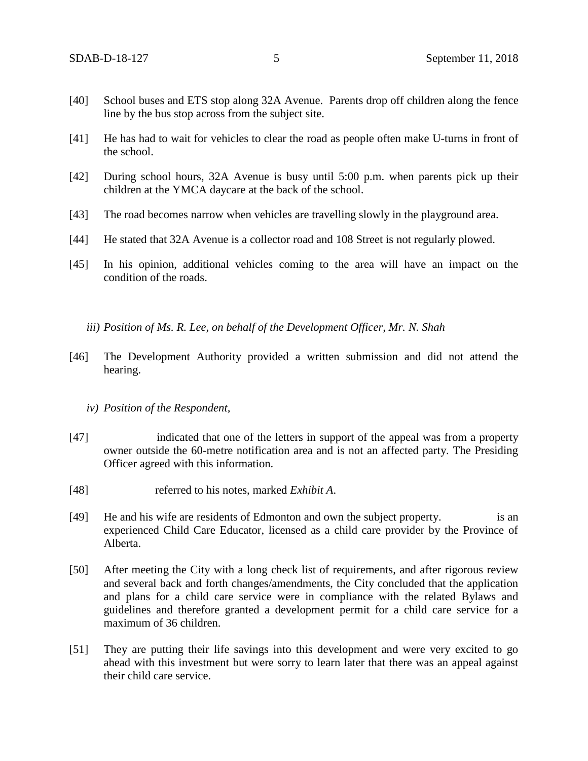[40] School buses and ETS stop along 32A Avenue. Parents drop off children along the fence line by the bus stop across from the subject site.

[41] He has had to wait for vehicles to clear the road as people often make U-turns in front of the school.

[42] During school hours, 32A Avenue is busy until 5:00 p.m. when parents pick up their children at the YMCA daycare at the back of the school.

[43] The road becomes narrow when vehicles are travelling slowly in the playground area.

[44] He stated that 32A Avenue is a collector road and 108 Street is not regularly plowed.

[45] In his opinion, additional vehicles coming to the area will have an impact on the condition of the roads.

*iii) Position of Ms. R. Lee, on behalf of the Development Officer, Mr. N. Shah*

[46] The Development Authority provided a written submission and did not attend the hearing.

*iv) Position of the Respondent,*

[47] indicated that one of the letters in support of the appeal was from a property owner outside the 60-metre notification area and is not an affected party. The Presiding Officer agreed with this information.

[48] referred to his notes, marked *Exhibit A*.

[49] He and his wife are residents of Edmonton and own the subject property. is an experienced Child Care Educator, licensed as a child care provider by the Province of Alberta.

[50] After meeting the City with a long check list of requirements, and after rigorous review and several back and forth changes/amendments, the City concluded that the application and plans for a child care service were in compliance with the related Bylaws and guidelines and therefore granted a development permit for a child care service for a maximum of 36 children.

[51] They are putting their life savings into this development and were very excited to go ahead with this investment but were sorry to learn later that there was an appeal against their child care service.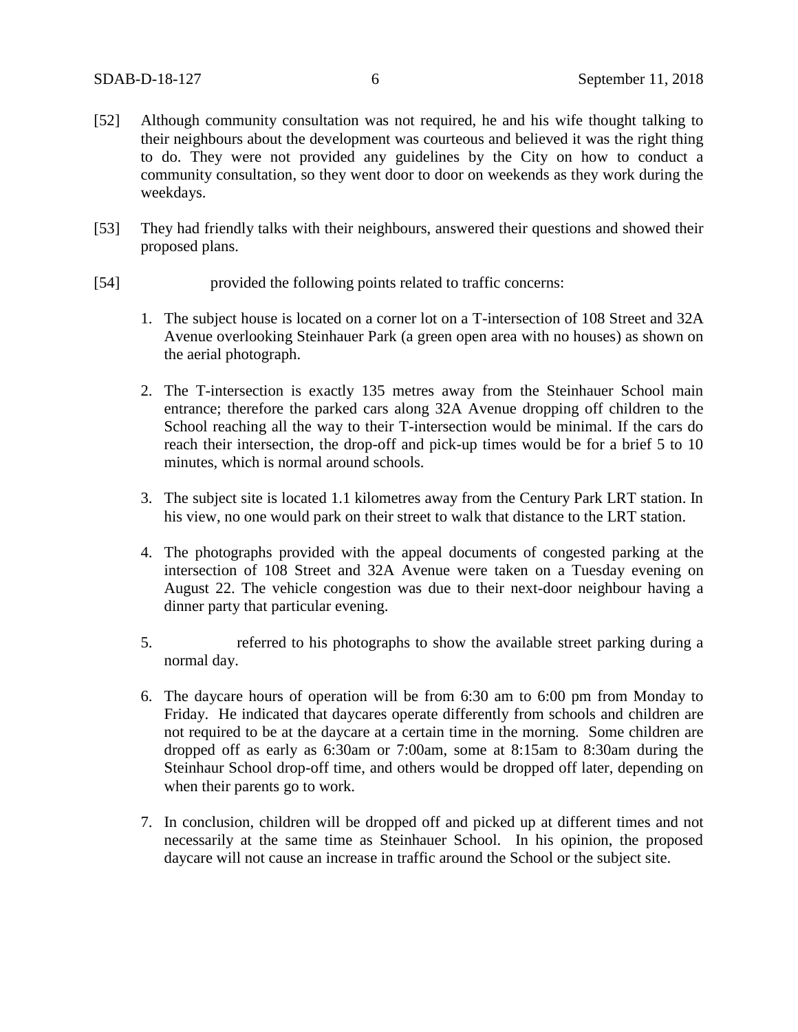[52] Although community consultation was not required, he and his wife thought talking to their neighbours about the development was courteous and believed it was the right thing to do. They were not provided any guidelines by the City on how to conduct a community consultation, so they went door to door on weekends as they work during the weekdays.

[53] They had friendly talks with their neighbours, answered their questions and showed their proposed plans.

[54] provided the following points related to traffic concerns:

1. The subject house is located on a corner lot on a T-intersection of 108 Street and 32A Avenue overlooking Steinhauer Park (a green open area with no houses) as shown on the aerial photograph.

2. The T-intersection is exactly 135 metres away from the Steinhauer School main entrance; therefore the parked cars along 32A Avenue dropping off children to the School reaching all the way to their T-intersection would be minimal. If the cars do reach their intersection, the drop-off and pick-up times would be for a brief 5 to 10 minutes, which is normal around schools.

3. The subject site is located 1.1 kilometres away from the Century Park LRT station. In his view, no one would park on their street to walk that distance to the LRT station.

4. The photographs provided with the appeal documents of congested parking at the intersection of 108 Street and 32A Avenue were taken on a Tuesday evening on August 22. The vehicle congestion was due to their next-door neighbour having a dinner party that particular evening.

5. referred to his photographs to show the available street parking during a normal day.

6. The daycare hours of operation will be from 6:30 am to 6:00 pm from Monday to Friday. He indicated that daycares operate differently from schools and children are not required to be at the daycare at a certain time in the morning. Some children are dropped off as early as 6:30am or 7:00am, some at 8:15am to 8:30am during the Steinhaur School drop-off time, and others would be dropped off later, depending on when their parents go to work.

7. In conclusion, children will be dropped off and picked up at different times and not necessarily at the same time as Steinhauer School. In his opinion, the proposed daycare will not cause an increase in traffic around the School or the subject site.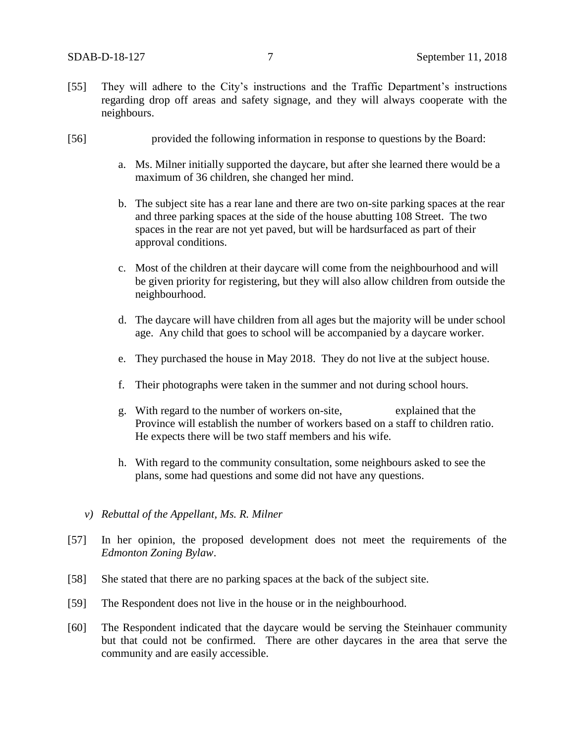[55] They will adhere to the City's instructions and the Traffic Department's instructions regarding drop off areas and safety signage, and they will always cooperate with the neighbours.

[56] provided the following information in response to questions by the Board:

a. Ms. Milner initially supported the daycare, but after she learned there would be a maximum of 36 children, she changed her mind.

b. The subject site has a rear lane and there are two on-site parking spaces at the rear and three parking spaces at the side of the house abutting 108 Street. The two spaces in the rear are not yet paved, but will be hardsurfaced as part of their approval conditions.

c. Most of the children at their daycare will come from the neighbourhood and will be given priority for registering, but they will also allow children from outside the neighbourhood.

d. The daycare will have children from all ages but the majority will be under school age. Any child that goes to school will be accompanied by a daycare worker.

e. They purchased the house in May 2018. They do not live at the subject house.

f. Their photographs were taken in the summer and not during school hours.

g. With regard to the number of workers on-site, explained that the Province will establish the number of workers based on a staff to children ratio. He expects there will be two staff members and his wife.

h. With regard to the community consultation, some neighbours asked to see the plans, some had questions and some did not have any questions.

*v) Rebuttal of the Appellant, Ms. R. Milner*

[57] In her opinion, the proposed development does not meet the requirements of the *Edmonton Zoning Bylaw*.

[58] She stated that there are no parking spaces at the back of the subject site.

[59] The Respondent does not live in the house or in the neighbourhood.

[60] The Respondent indicated that the daycare would be serving the Steinhauer community but that could not be confirmed. There are other daycares in the area that serve the community and are easily accessible.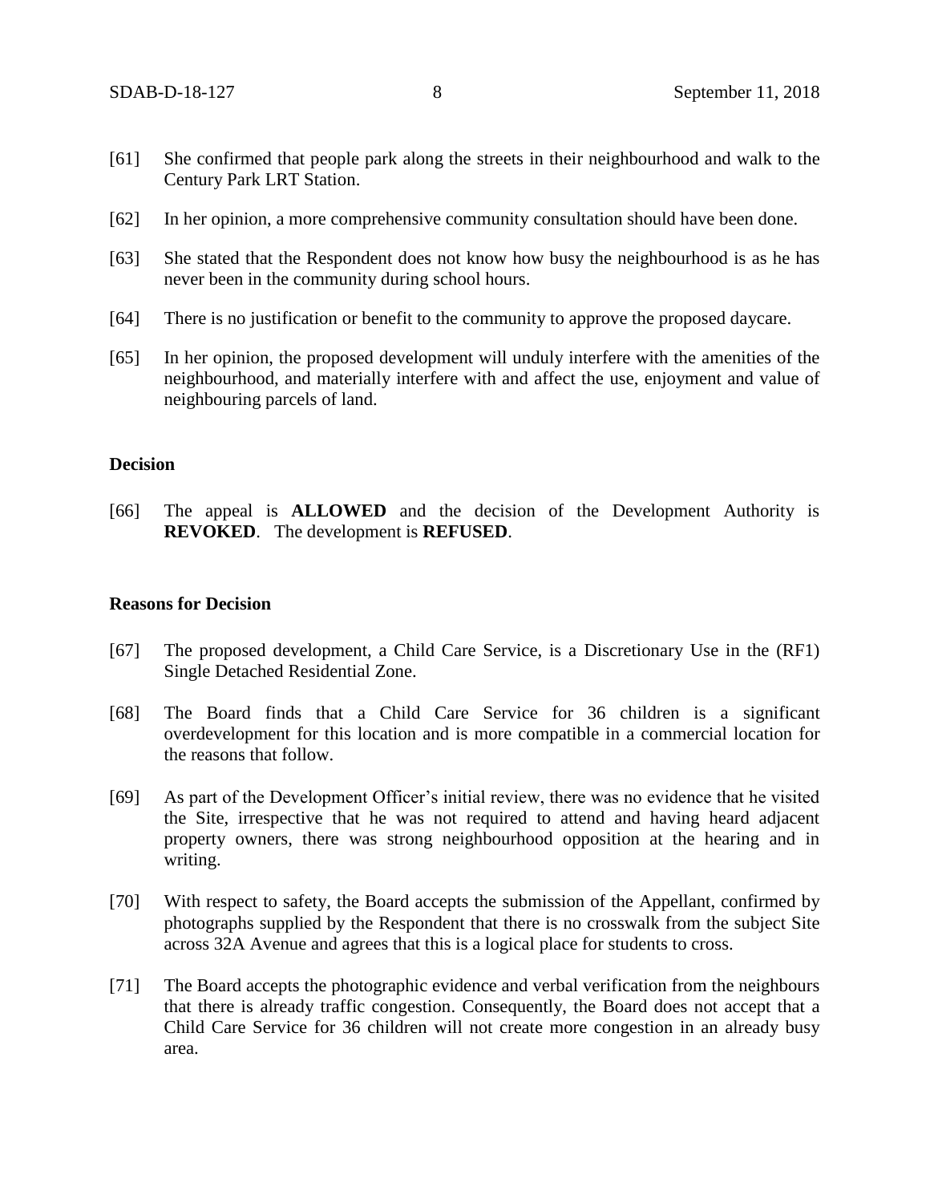[61] She confirmed that people park along the streets in their neighbourhood and walk to the Century Park LRT Station.

[62] In her opinion, a more comprehensive community consultation should have been done.

[63] She stated that the Respondent does not know how busy the neighbourhood is as he has never been in the community during school hours.

[64] There is no justification or benefit to the community to approve the proposed daycare.

[65] In her opinion, the proposed development will unduly interfere with the amenities of the neighbourhood, and materially interfere with and affect the use, enjoyment and value of neighbouring parcels of land.

**Decision**

[66] The appeal is **ALLOWED** and the decision of the Development Authority is **REVOKED**. The development is **REFUSED**.

**Reasons for Decision**

[67] The proposed development, a Child Care Service, is a Discretionary Use in the (RF1) Single Detached Residential Zone.

[68] The Board finds that a Child Care Service for 36 children is a significant overdevelopment for this location and is more compatible in a commercial location for the reasons that follow.

[69] As part of the Development Officer's initial review, there was no evidence that he visited the Site, irrespective that he was not required to attend and having heard adjacent property owners, there was strong neighbourhood opposition at the hearing and in writing.

[70] With respect to safety, the Board accepts the submission of the Appellant, confirmed by photographs supplied by the Respondent that there is no crosswalk from the subject Site across 32A Avenue and agrees that this is a logical place for students to cross.

[71] The Board accepts the photographic evidence and verbal verification from the neighbours that there is already traffic congestion. Consequently, the Board does not accept that a Child Care Service for 36 children will not create more congestion in an already busy area.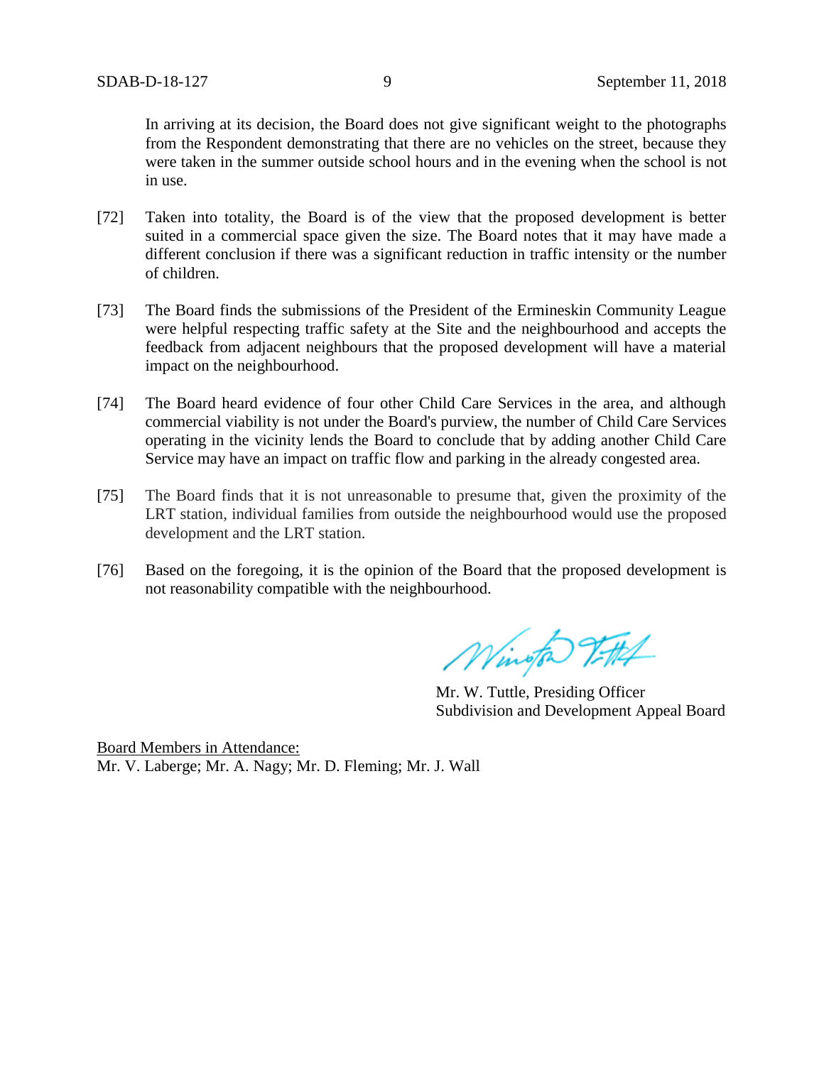In arriving at its decision, the Board does not give significant weight to the photographs from the Respondent demonstrating that there are no vehicles on the street, because they were taken in the summer outside school hours and in the evening when the school is not in use.

[72] Taken into totality, the Board is of the view that the proposed development is better suited in a commercial space given the size. The Board notes that it may have made a different conclusion if there was a significant reduction in traffic intensity or the number of children.

[73] The Board finds the submissions of the President of the Ermineskin Community League were helpful respecting traffic safety at the Site and the neighbourhood and accepts the feedback from adjacent neighbours that the proposed development will have a material impact on the neighbourhood.

[74] The Board heard evidence of four other Child Care Services in the area, and although commercial viability is not under the Board's purview, the number of Child Care Services operating in the vicinity lends the Board to conclude that by adding another Child Care Service may have an impact on traffic flow and parking in the already congested area.

[75] The Board finds that it is not unreasonable to presume that, given the proximity of the LRT station, individual families from outside the neighbourhood would use the proposed development and the LRT station.

[76] Based on the foregoing, it is the opinion of the Board that the proposed development is not reasonability compatible with the neighbourhood.

Mr. W. Tuttle, Presiding Officer
Subdivision and Development Appeal Board

Board Members in Attendance:
Mr. V. Laberge; Mr. A. Nagy; Mr. D. Fleming; Mr. J. Wall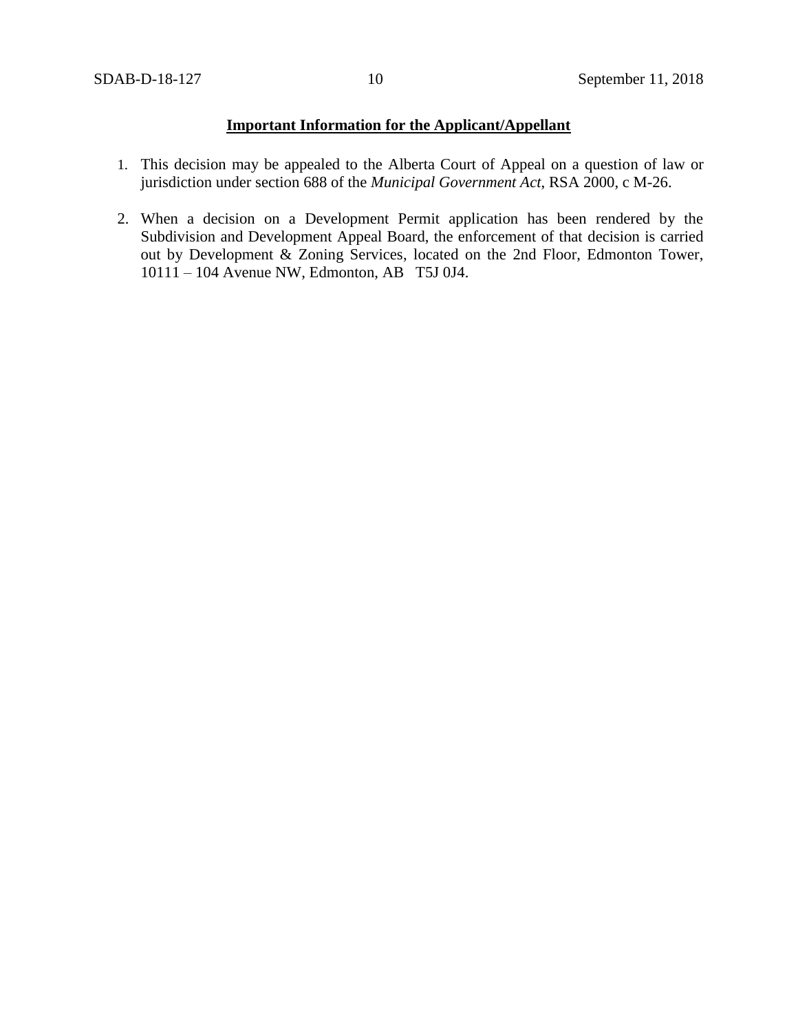**Important Information for the Applicant/Appellant**

1. This decision may be appealed to the Alberta Court of Appeal on a question of law or jurisdiction under section 688 of the *Municipal Government Act*, RSA 2000, c M-26.

2. When a decision on a Development Permit application has been rendered by the Subdivision and Development Appeal Board, the enforcement of that decision is carried out by Development & Zoning Services, located on the 2nd Floor, Edmonton Tower, 10111 – 104 Avenue NW, Edmonton, AB T5J 0J4.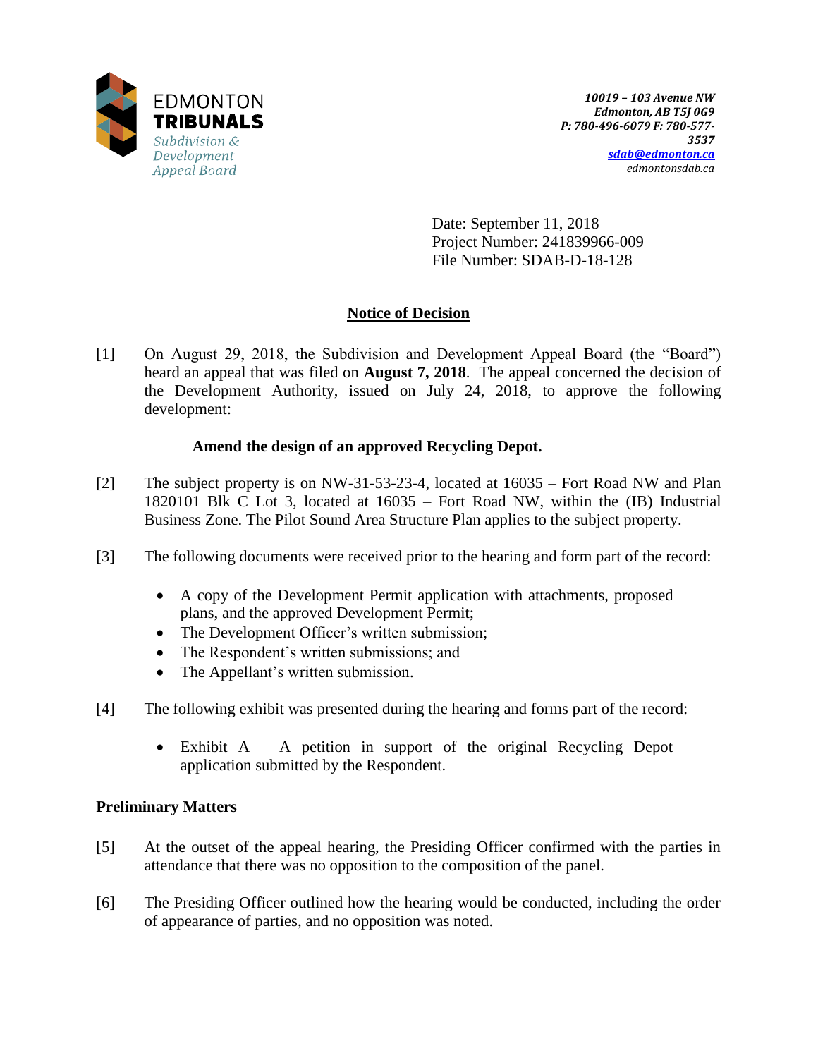EDMONTON
**TRIBUNALS**
*Subdivision & Development Appeal Board*

***10019 – 103 Avenue NW***
***Edmonton, AB T5J 0G9***
***P: 780-496-6079 F: 780-577-3537***
***sdab@edmonton.ca***
*edmontonsdab.ca*

Date: September 11, 2018
Project Number: 241839966-009
File Number: SDAB-D-18-128

## Notice of Decision

[1] On August 29, 2018, the Subdivision and Development Appeal Board (the "Board") heard an appeal that was filed on **August 7, 2018**. The appeal concerned the decision of the Development Authority, issued on July 24, 2018, to approve the following development:

**Amend the design of an approved Recycling Depot.**

[2] The subject property is on NW-31-53-23-4, located at 16035 – Fort Road NW and Plan 1820101 Blk C Lot 3, located at 16035 – Fort Road NW, within the (IB) Industrial Business Zone. The Pilot Sound Area Structure Plan applies to the subject property.

[3] The following documents were received prior to the hearing and form part of the record:

- A copy of the Development Permit application with attachments, proposed plans, and the approved Development Permit;
- The Development Officer's written submission;
- The Respondent's written submissions; and
- The Appellant's written submission.

[4] The following exhibit was presented during the hearing and forms part of the record:

- Exhibit A – A petition in support of the original Recycling Depot application submitted by the Respondent.

### Preliminary Matters

[5] At the outset of the appeal hearing, the Presiding Officer confirmed with the parties in attendance that there was no opposition to the composition of the panel.

[6] The Presiding Officer outlined how the hearing would be conducted, including the order of appearance of parties, and no opposition was noted.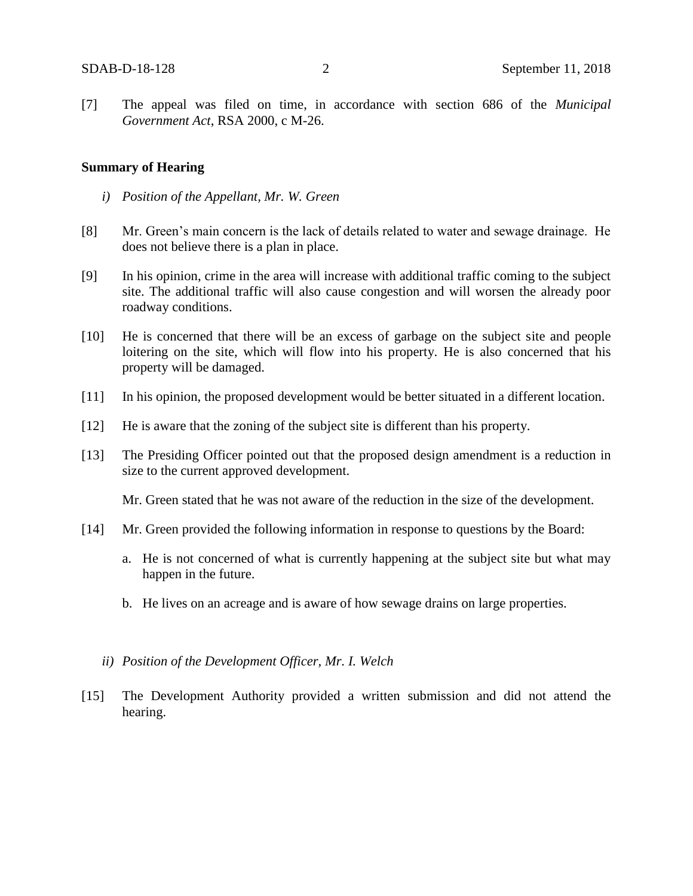[7] The appeal was filed on time, in accordance with section 686 of the *Municipal Government Act*, RSA 2000, c M-26.

**Summary of Hearing**

*i) Position of the Appellant, Mr. W. Green*

[8] Mr. Green's main concern is the lack of details related to water and sewage drainage. He does not believe there is a plan in place.

[9] In his opinion, crime in the area will increase with additional traffic coming to the subject site. The additional traffic will also cause congestion and will worsen the already poor roadway conditions.

[10] He is concerned that there will be an excess of garbage on the subject site and people loitering on the site, which will flow into his property. He is also concerned that his property will be damaged.

[11] In his opinion, the proposed development would be better situated in a different location.

[12] He is aware that the zoning of the subject site is different than his property.

[13] The Presiding Officer pointed out that the proposed design amendment is a reduction in size to the current approved development.

Mr. Green stated that he was not aware of the reduction in the size of the development.

[14] Mr. Green provided the following information in response to questions by the Board:

a. He is not concerned of what is currently happening at the subject site but what may happen in the future.

b. He lives on an acreage and is aware of how sewage drains on large properties.

*ii) Position of the Development Officer, Mr. I. Welch*

[15] The Development Authority provided a written submission and did not attend the hearing.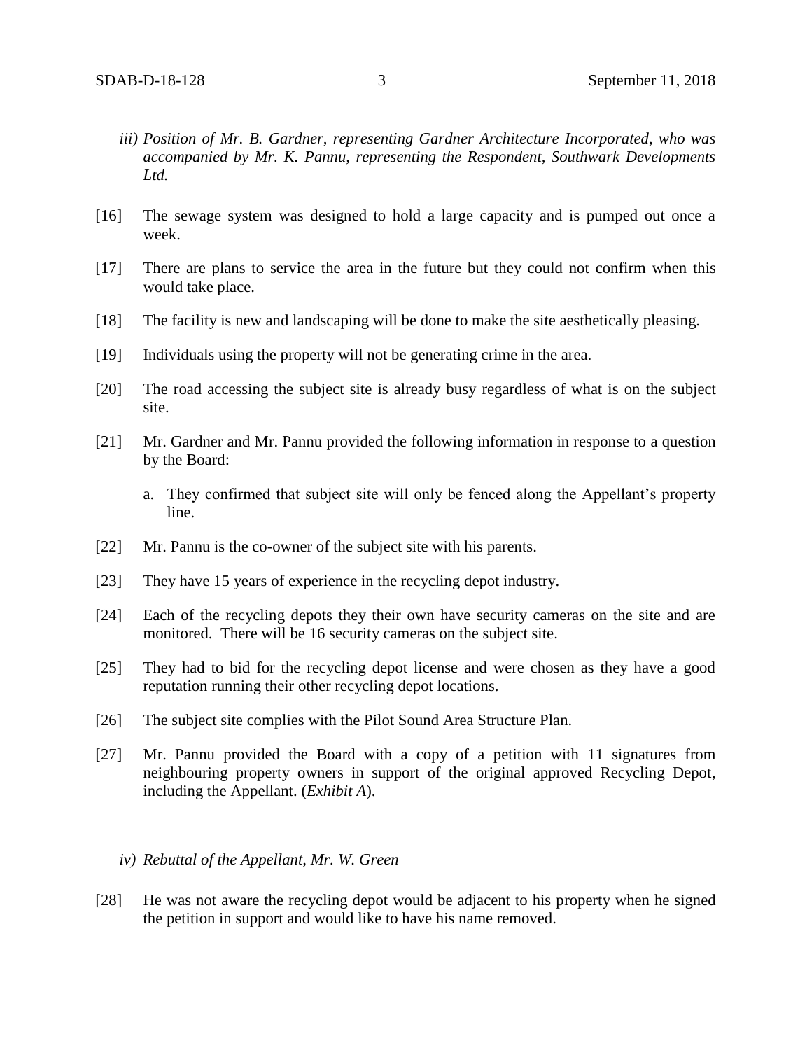*iii) Position of Mr. B. Gardner, representing Gardner Architecture Incorporated, who was accompanied by Mr. K. Pannu, representing the Respondent, Southwark Developments Ltd.*

[16] The sewage system was designed to hold a large capacity and is pumped out once a week.

[17] There are plans to service the area in the future but they could not confirm when this would take place.

[18] The facility is new and landscaping will be done to make the site aesthetically pleasing.

[19] Individuals using the property will not be generating crime in the area.

[20] The road accessing the subject site is already busy regardless of what is on the subject site.

[21] Mr. Gardner and Mr. Pannu provided the following information in response to a question by the Board:

a. They confirmed that subject site will only be fenced along the Appellant's property line.

[22] Mr. Pannu is the co-owner of the subject site with his parents.

[23] They have 15 years of experience in the recycling depot industry.

[24] Each of the recycling depots they their own have security cameras on the site and are monitored. There will be 16 security cameras on the subject site.

[25] They had to bid for the recycling depot license and were chosen as they have a good reputation running their other recycling depot locations.

[26] The subject site complies with the Pilot Sound Area Structure Plan.

[27] Mr. Pannu provided the Board with a copy of a petition with 11 signatures from neighbouring property owners in support of the original approved Recycling Depot, including the Appellant. (*Exhibit A*).

*iv) Rebuttal of the Appellant, Mr. W. Green*

[28] He was not aware the recycling depot would be adjacent to his property when he signed the petition in support and would like to have his name removed.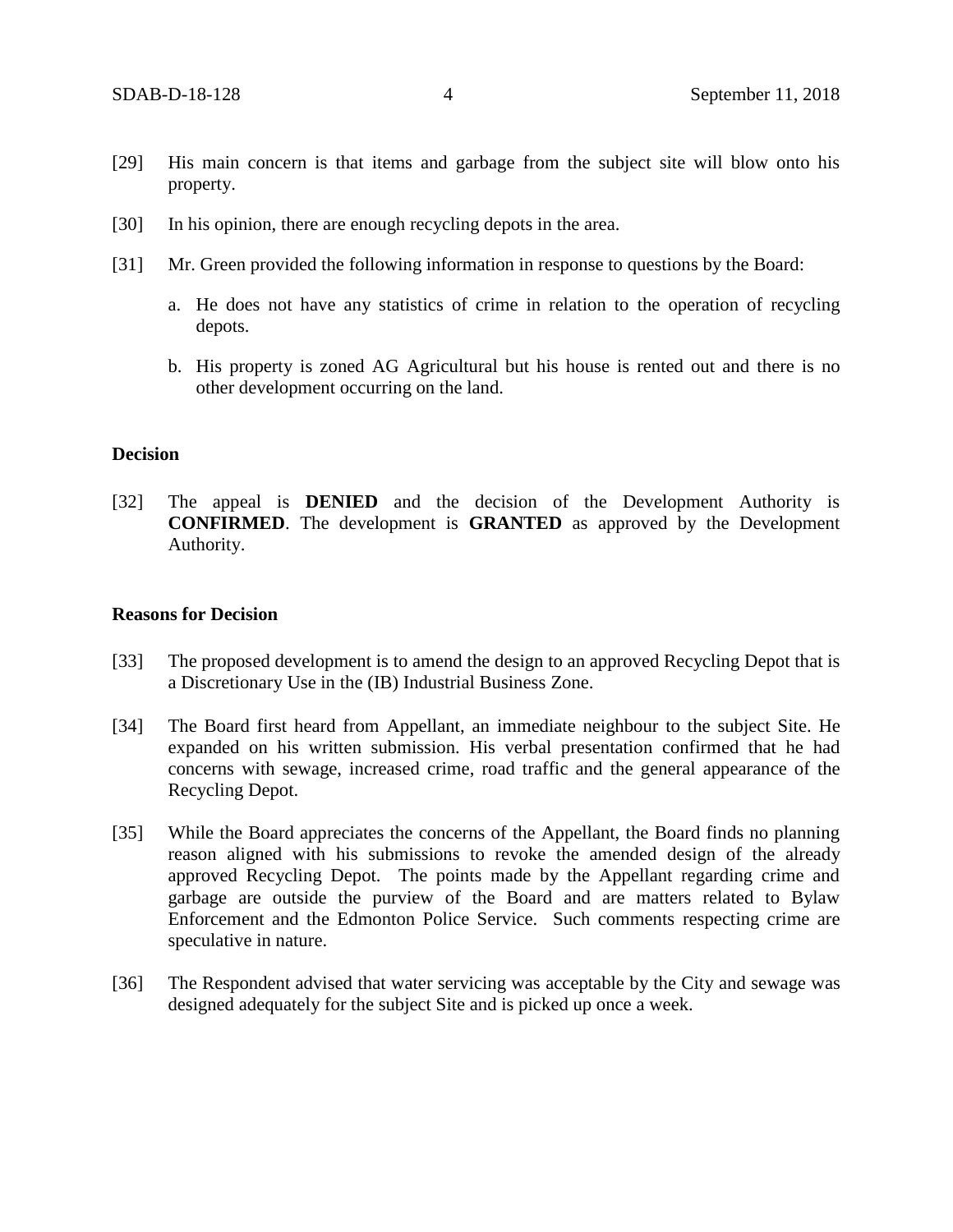[29] His main concern is that items and garbage from the subject site will blow onto his property.

[30] In his opinion, there are enough recycling depots in the area.

[31] Mr. Green provided the following information in response to questions by the Board:

a. He does not have any statistics of crime in relation to the operation of recycling depots.

b. His property is zoned AG Agricultural but his house is rented out and there is no other development occurring on the land.

## Decision

[32] The appeal is **DENIED** and the decision of the Development Authority is **CONFIRMED**. The development is **GRANTED** as approved by the Development Authority.

## Reasons for Decision

[33] The proposed development is to amend the design to an approved Recycling Depot that is a Discretionary Use in the (IB) Industrial Business Zone.

[34] The Board first heard from Appellant, an immediate neighbour to the subject Site. He expanded on his written submission. His verbal presentation confirmed that he had concerns with sewage, increased crime, road traffic and the general appearance of the Recycling Depot.

[35] While the Board appreciates the concerns of the Appellant, the Board finds no planning reason aligned with his submissions to revoke the amended design of the already approved Recycling Depot. The points made by the Appellant regarding crime and garbage are outside the purview of the Board and are matters related to Bylaw Enforcement and the Edmonton Police Service. Such comments respecting crime are speculative in nature.

[36] The Respondent advised that water servicing was acceptable by the City and sewage was designed adequately for the subject Site and is picked up once a week.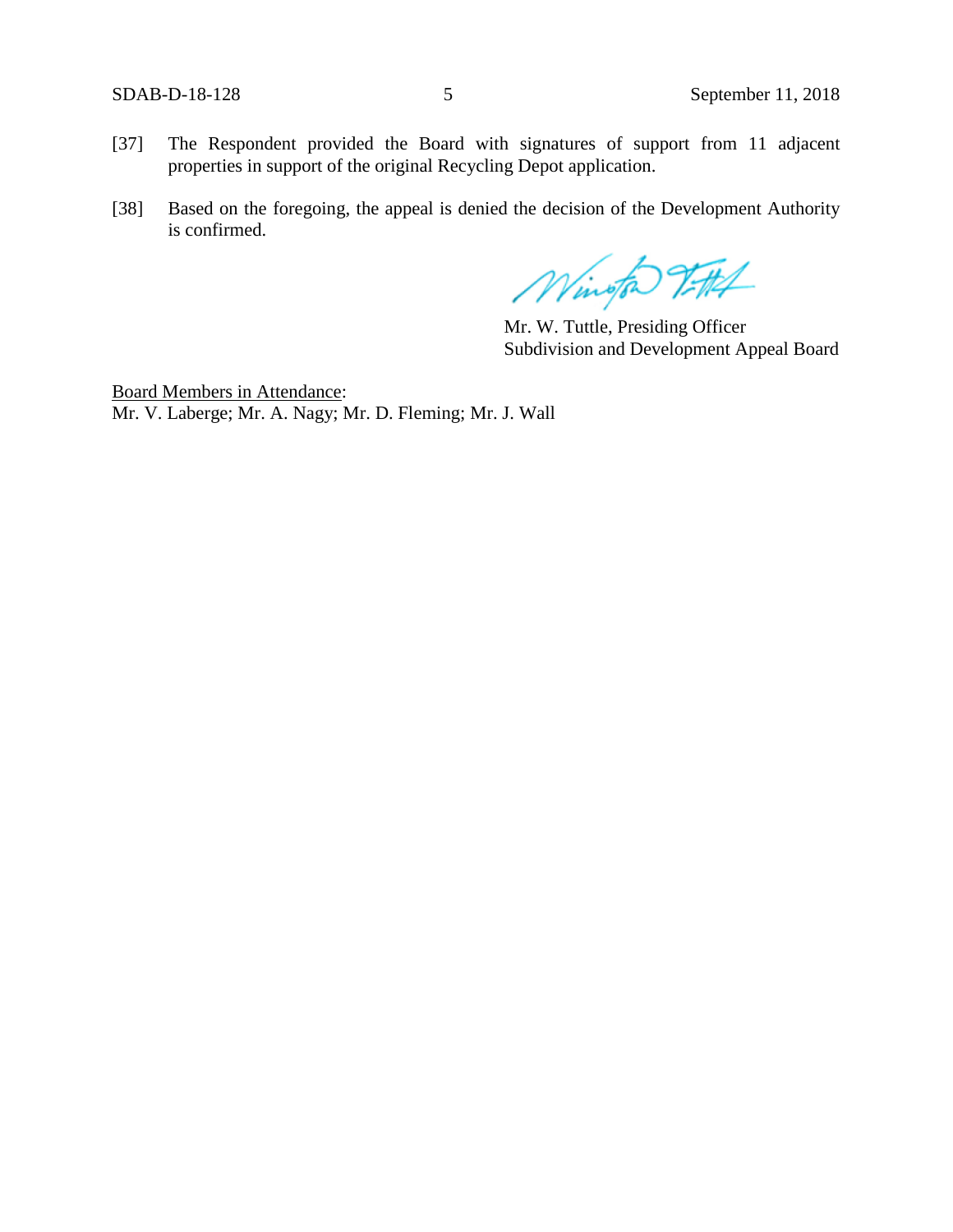[37] The Respondent provided the Board with signatures of support from 11 adjacent properties in support of the original Recycling Depot application.

[38] Based on the foregoing, the appeal is denied the decision of the Development Authority is confirmed.

Mr. W. Tuttle, Presiding Officer
Subdivision and Development Appeal Board

Board Members in Attendance:
Mr. V. Laberge; Mr. A. Nagy; Mr. D. Fleming; Mr. J. Wall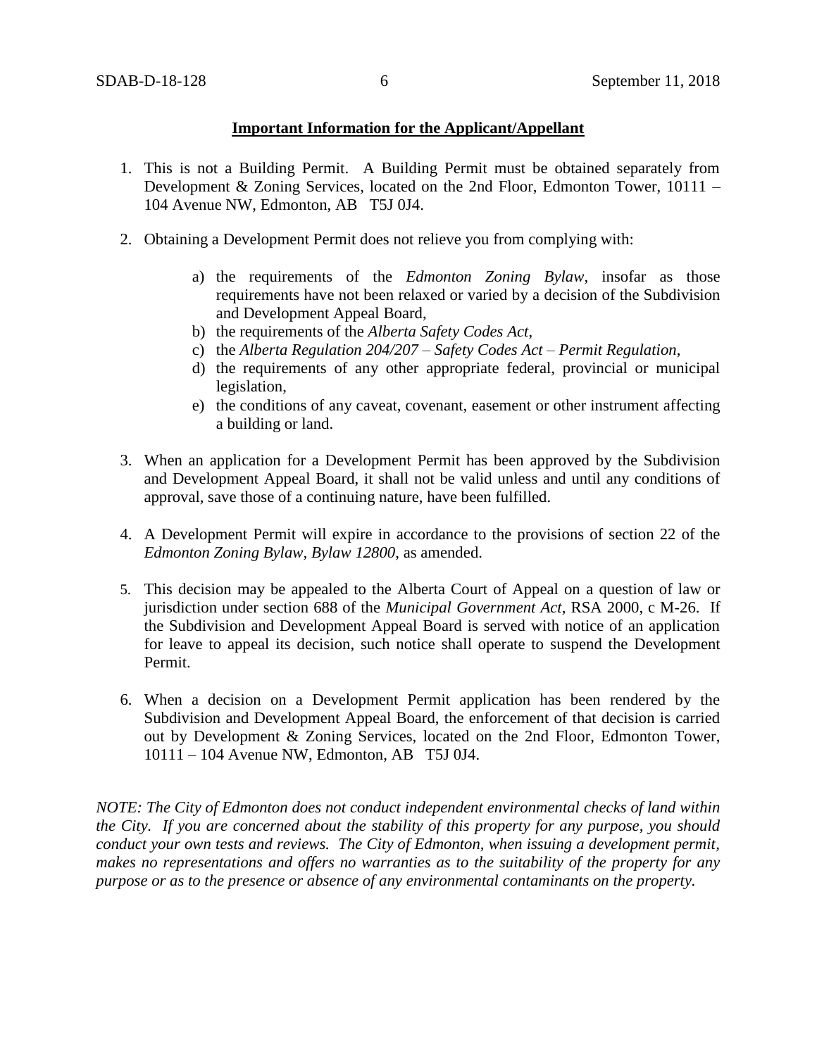**Important Information for the Applicant/Appellant**

1. This is not a Building Permit. A Building Permit must be obtained separately from Development & Zoning Services, located on the 2nd Floor, Edmonton Tower, 10111 – 104 Avenue NW, Edmonton, AB T5J 0J4.

2. Obtaining a Development Permit does not relieve you from complying with:

   a) the requirements of the *Edmonton Zoning Bylaw*, insofar as those requirements have not been relaxed or varied by a decision of the Subdivision and Development Appeal Board,
   b) the requirements of the *Alberta Safety Codes Act*,
   c) the *Alberta Regulation 204/207 – Safety Codes Act – Permit Regulation*,
   d) the requirements of any other appropriate federal, provincial or municipal legislation,
   e) the conditions of any caveat, covenant, easement or other instrument affecting a building or land.

3. When an application for a Development Permit has been approved by the Subdivision and Development Appeal Board, it shall not be valid unless and until any conditions of approval, save those of a continuing nature, have been fulfilled.

4. A Development Permit will expire in accordance to the provisions of section 22 of the *Edmonton Zoning Bylaw, Bylaw 12800*, as amended.

5. This decision may be appealed to the Alberta Court of Appeal on a question of law or jurisdiction under section 688 of the *Municipal Government Act*, RSA 2000, c M-26. If the Subdivision and Development Appeal Board is served with notice of an application for leave to appeal its decision, such notice shall operate to suspend the Development Permit.

6. When a decision on a Development Permit application has been rendered by the Subdivision and Development Appeal Board, the enforcement of that decision is carried out by Development & Zoning Services, located on the 2nd Floor, Edmonton Tower, 10111 – 104 Avenue NW, Edmonton, AB T5J 0J4.

*NOTE: The City of Edmonton does not conduct independent environmental checks of land within the City. If you are concerned about the stability of this property for any purpose, you should conduct your own tests and reviews. The City of Edmonton, when issuing a development permit, makes no representations and offers no warranties as to the suitability of the property for any purpose or as to the presence or absence of any environmental contaminants on the property.*